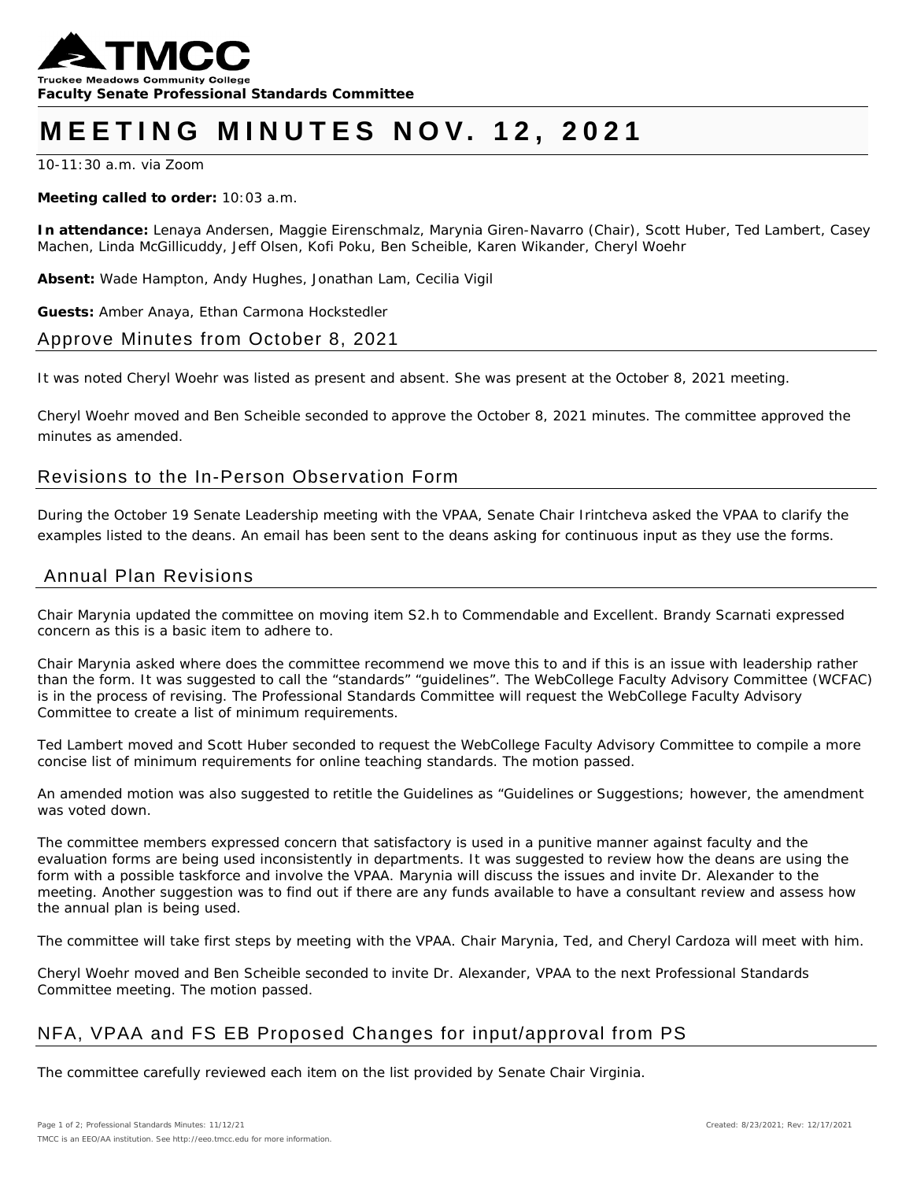**Truckee Meadows Community College**
**Faculty Senate Professional Standards Committee**

# MEETING MINUTES NOV. 12, 2021

10-11:30 a.m. via Zoom

**Meeting called to order:** 10:03 a.m.

**In attendance:** Lenaya Andersen, Maggie Eirenschmalz, Marynia Giren-Navarro (Chair), Scott Huber, Ted Lambert, Casey Machen, Linda McGillicuddy, Jeff Olsen, Kofi Poku, Ben Scheible, Karen Wikander, Cheryl Woehr

**Absent:** Wade Hampton, Andy Hughes, Jonathan Lam, Cecilia Vigil

**Guests:** Amber Anaya, Ethan Carmona Hockstedler

## Approve Minutes from October 8, 2021

It was noted Cheryl Woehr was listed as present and absent. She was present at the October 8, 2021 meeting.

Cheryl Woehr moved and Ben Scheible seconded to approve the October 8, 2021 minutes. The committee approved the minutes as amended.

## Revisions to the In-Person Observation Form

During the October 19 Senate Leadership meeting with the VPAA, Senate Chair Irintcheva asked the VPAA to clarify the examples listed to the deans. An email has been sent to the deans asking for continuous input as they use the forms.

## Annual Plan Revisions

Chair Marynia updated the committee on moving item S2.h to Commendable and Excellent. Brandy Scarnati expressed concern as this is a basic item to adhere to.

Chair Marynia asked where does the committee recommend we move this to and if this is an issue with leadership rather than the form. It was suggested to call the "standards" "guidelines". The WebCollege Faculty Advisory Committee (WCFAC) is in the process of revising. The Professional Standards Committee will request the WebCollege Faculty Advisory Committee to create a list of minimum requirements.

Ted Lambert moved and Scott Huber seconded to request the WebCollege Faculty Advisory Committee to compile a more concise list of minimum requirements for online teaching standards. The motion passed.

An amended motion was also suggested to retitle the Guidelines as "Guidelines or Suggestions; however, the amendment was voted down.

The committee members expressed concern that satisfactory is used in a punitive manner against faculty and the evaluation forms are being used inconsistently in departments. It was suggested to review how the deans are using the form with a possible taskforce and involve the VPAA. Marynia will discuss the issues and invite Dr. Alexander to the meeting. Another suggestion was to find out if there are any funds available to have a consultant review and assess how the annual plan is being used.

The committee will take first steps by meeting with the VPAA. Chair Marynia, Ted, and Cheryl Cardoza will meet with him.

Cheryl Woehr moved and Ben Scheible seconded to invite Dr. Alexander, VPAA to the next Professional Standards Committee meeting. The motion passed.

## NFA, VPAA and FS EB Proposed Changes for input/approval from PS

The committee carefully reviewed each item on the list provided by Senate Chair Virginia.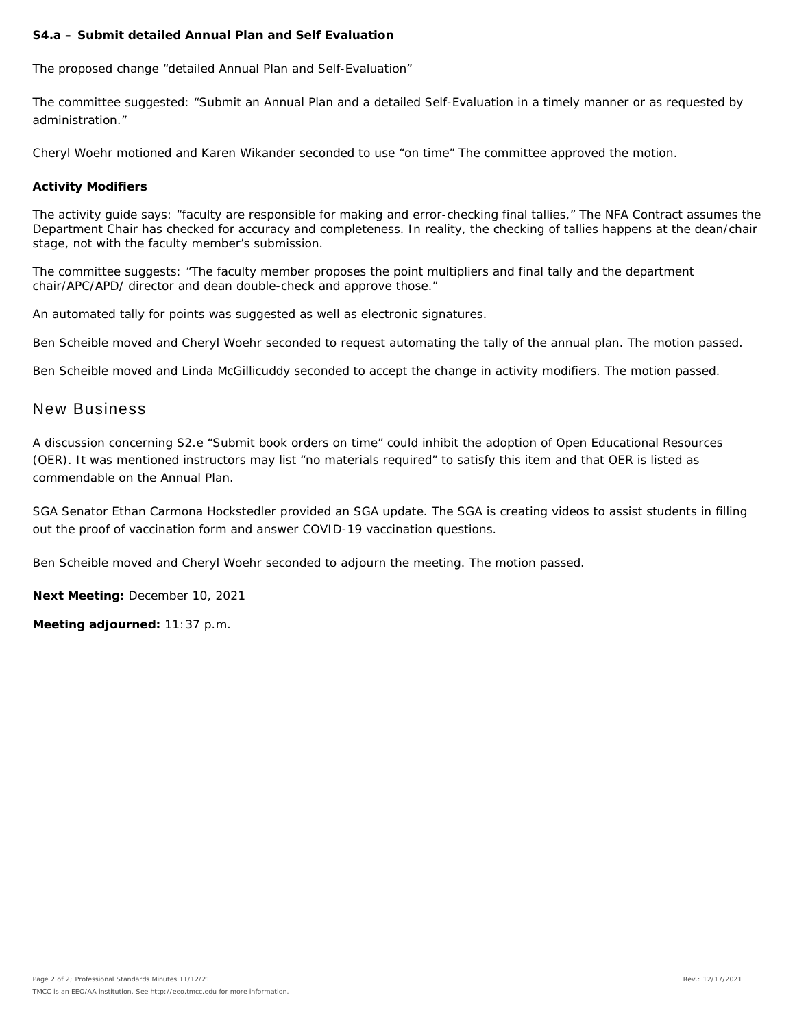**S4.a – Submit detailed Annual Plan and Self Evaluation**

The proposed change "detailed Annual Plan and Self-Evaluation"

The committee suggested: "Submit an Annual Plan and a detailed Self-Evaluation in a timely manner or as requested by administration."

Cheryl Woehr motioned and Karen Wikander seconded to use "on time" The committee approved the motion.

**Activity Modifiers**

The activity guide says: "faculty are responsible for making and error-checking final tallies," The NFA Contract assumes the Department Chair has checked for accuracy and completeness. In reality, the checking of tallies happens at the dean/chair stage, not with the faculty member's submission.

The committee suggests: "The faculty member proposes the point multipliers and final tally and the department chair/APC/APD/ director and dean double-check and approve those."

An automated tally for points was suggested as well as electronic signatures.

Ben Scheible moved and Cheryl Woehr seconded to request automating the tally of the annual plan. The motion passed.

Ben Scheible moved and Linda McGillicuddy seconded to accept the change in activity modifiers. The motion passed.

## New Business

A discussion concerning S2.e "Submit book orders on time" could inhibit the adoption of Open Educational Resources (OER). It was mentioned instructors may list "no materials required" to satisfy this item and that OER is listed as commendable on the Annual Plan.

SGA Senator Ethan Carmona Hockstedler provided an SGA update. The SGA is creating videos to assist students in filling out the proof of vaccination form and answer COVID-19 vaccination questions.

Ben Scheible moved and Cheryl Woehr seconded to adjourn the meeting. The motion passed.

**Next Meeting:** December 10, 2021

**Meeting adjourned:** 11:37 p.m.